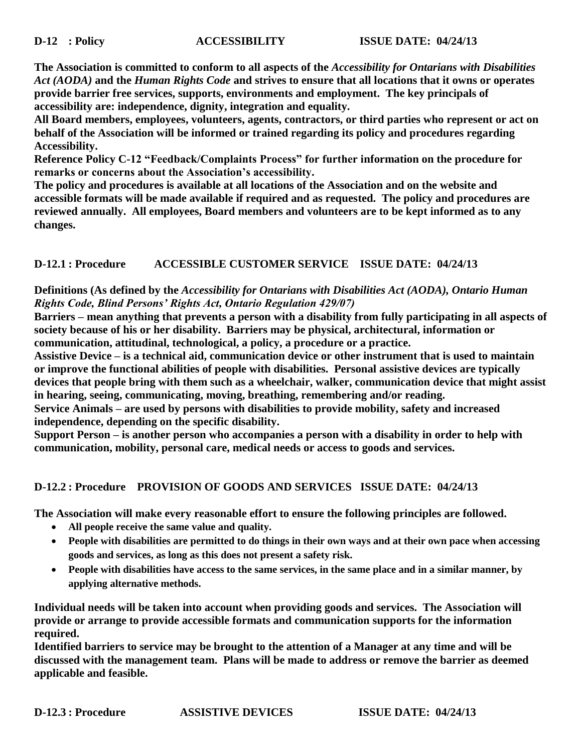**D-12 : Policy ACCESSIBILITY ISSUE DATE: 04/24/13**

**The Association is committed to conform to all aspects of the *Accessibility for Ontarians with Disabilities Act (AODA)* and the *Human Rights Code* and strives to ensure that all locations that it owns or operates provide barrier free services, supports, environments and employment. The key principals of accessibility are: independence, dignity, integration and equality.**

**All Board members, employees, volunteers, agents, contractors, or third parties who represent or act on behalf of the Association will be informed or trained regarding its policy and procedures regarding Accessibility.**

**Reference Policy C-12 "Feedback/Complaints Process" for further information on the procedure for remarks or concerns about the Association's accessibility.**

**The policy and procedures is available at all locations of the Association and on the website and accessible formats will be made available if required and as requested. The policy and procedures are reviewed annually. All employees, Board members and volunteers are to be kept informed as to any changes.**

**D-12.1 : Procedure ACCESSIBLE CUSTOMER SERVICE ISSUE DATE: 04/24/13**

**Definitions (As defined by the *Accessibility for Ontarians with Disabilities Act (AODA), Ontario Human Rights Code, Blind Persons' Rights Act, Ontario Regulation 429/07)***

**Barriers – mean anything that prevents a person with a disability from fully participating in all aspects of society because of his or her disability. Barriers may be physical, architectural, information or communication, attitudinal, technological, a policy, a procedure or a practice.**

**Assistive Device – is a technical aid, communication device or other instrument that is used to maintain or improve the functional abilities of people with disabilities. Personal assistive devices are typically devices that people bring with them such as a wheelchair, walker, communication device that might assist in hearing, seeing, communicating, moving, breathing, remembering and/or reading.**

**Service Animals – are used by persons with disabilities to provide mobility, safety and increased independence, depending on the specific disability.**

**Support Person – is another person who accompanies a person with a disability in order to help with communication, mobility, personal care, medical needs or access to goods and services.**

**D-12.2 : Procedure PROVISION OF GOODS AND SERVICES ISSUE DATE: 04/24/13**

**The Association will make every reasonable effort to ensure the following principles are followed.**

- **All people receive the same value and quality.**
- **People with disabilities are permitted to do things in their own ways and at their own pace when accessing goods and services, as long as this does not present a safety risk.**
- **People with disabilities have access to the same services, in the same place and in a similar manner, by applying alternative methods.**

**Individual needs will be taken into account when providing goods and services. The Association will provide or arrange to provide accessible formats and communication supports for the information required.**

**Identified barriers to service may be brought to the attention of a Manager at any time and will be discussed with the management team. Plans will be made to address or remove the barrier as deemed applicable and feasible.**

**D-12.3 : Procedure ASSISTIVE DEVICES ISSUE DATE: 04/24/13**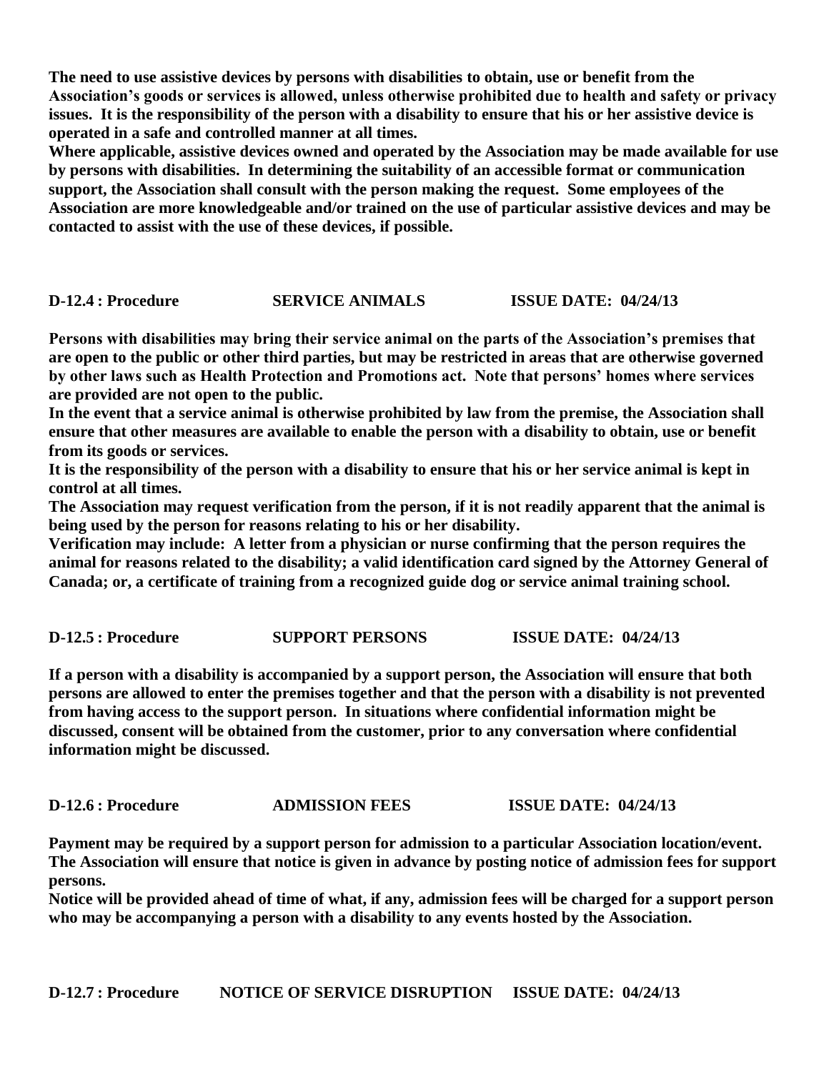**The need to use assistive devices by persons with disabilities to obtain, use or benefit from the Association's goods or services is allowed, unless otherwise prohibited due to health and safety or privacy issues. It is the responsibility of the person with a disability to ensure that his or her assistive device is operated in a safe and controlled manner at all times.**

**Where applicable, assistive devices owned and operated by the Association may be made available for use by persons with disabilities. In determining the suitability of an accessible format or communication support, the Association shall consult with the person making the request. Some employees of the Association are more knowledgeable and/or trained on the use of particular assistive devices and may be contacted to assist with the use of these devices, if possible.**

**D-12.4 : Procedure SERVICE ANIMALS ISSUE DATE: 04/24/13**

**Persons with disabilities may bring their service animal on the parts of the Association's premises that are open to the public or other third parties, but may be restricted in areas that are otherwise governed by other laws such as Health Protection and Promotions act. Note that persons' homes where services are provided are not open to the public.**

**In the event that a service animal is otherwise prohibited by law from the premise, the Association shall ensure that other measures are available to enable the person with a disability to obtain, use or benefit from its goods or services.**

**It is the responsibility of the person with a disability to ensure that his or her service animal is kept in control at all times.**

**The Association may request verification from the person, if it is not readily apparent that the animal is being used by the person for reasons relating to his or her disability.**

**Verification may include: A letter from a physician or nurse confirming that the person requires the animal for reasons related to the disability; a valid identification card signed by the Attorney General of Canada; or, a certificate of training from a recognized guide dog or service animal training school.**

**D-12.5 : Procedure SUPPORT PERSONS ISSUE DATE: 04/24/13**

**If a person with a disability is accompanied by a support person, the Association will ensure that both persons are allowed to enter the premises together and that the person with a disability is not prevented from having access to the support person. In situations where confidential information might be discussed, consent will be obtained from the customer, prior to any conversation where confidential information might be discussed.**

**D-12.6 : Procedure ADMISSION FEES ISSUE DATE: 04/24/13**

**Payment may be required by a support person for admission to a particular Association location/event. The Association will ensure that notice is given in advance by posting notice of admission fees for support persons.**

**Notice will be provided ahead of time of what, if any, admission fees will be charged for a support person who may be accompanying a person with a disability to any events hosted by the Association.**

**D-12.7 : Procedure NOTICE OF SERVICE DISRUPTION ISSUE DATE: 04/24/13**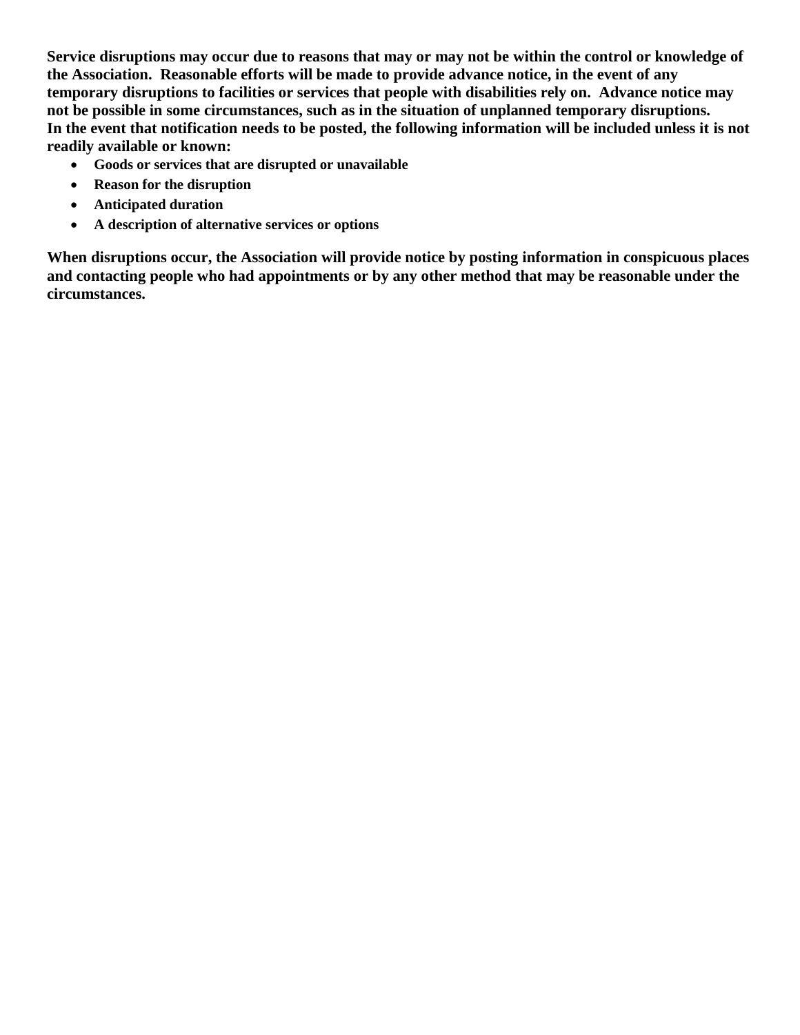**Service disruptions may occur due to reasons that may or may not be within the control or knowledge of the Association. Reasonable efforts will be made to provide advance notice, in the event of any temporary disruptions to facilities or services that people with disabilities rely on. Advance notice may not be possible in some circumstances, such as in the situation of unplanned temporary disruptions. In the event that notification needs to be posted, the following information will be included unless it is not readily available or known:**

- **Goods or services that are disrupted or unavailable**
- **Reason for the disruption**
- **Anticipated duration**
- **A description of alternative services or options**

**When disruptions occur, the Association will provide notice by posting information in conspicuous places and contacting people who had appointments or by any other method that may be reasonable under the circumstances.**